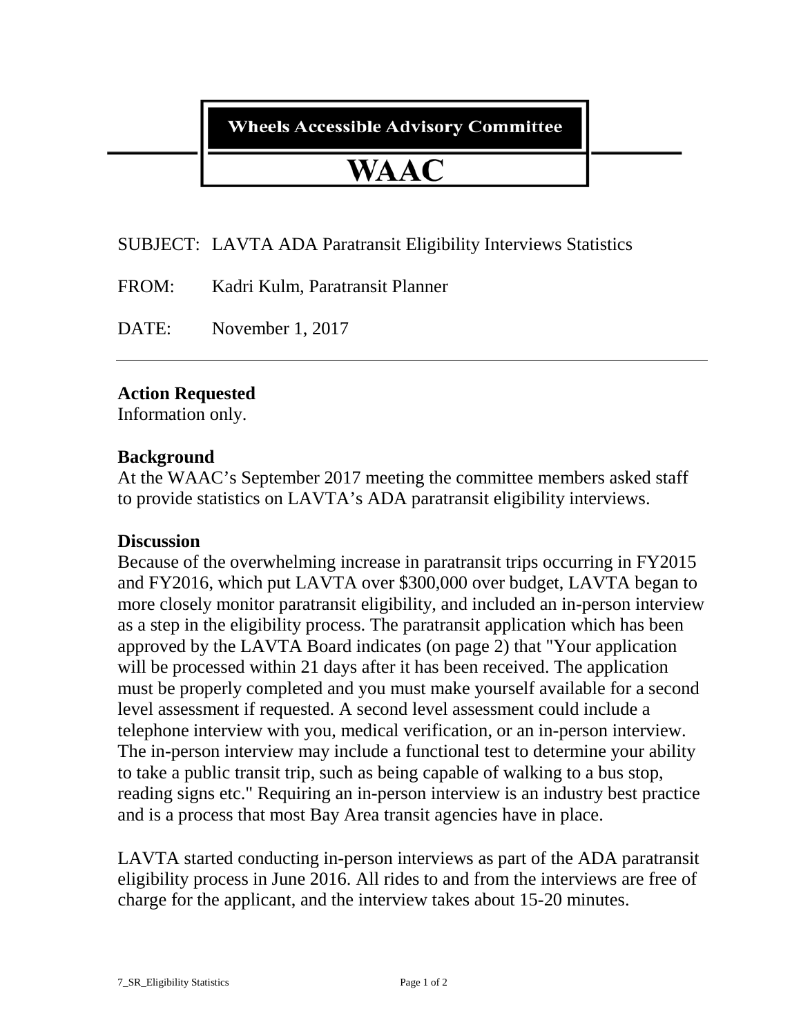**Wheels Accessible Advisory Committee**

# WAAC

SUBJECT: LAVTA ADA Paratransit Eligibility Interviews Statistics

FROM: Kadri Kulm, Paratransit Planner

DATE: November 1, 2017

---

**Action Requested**

Information only.

**Background**

At the WAAC's September 2017 meeting the committee members asked staff to provide statistics on LAVTA's ADA paratransit eligibility interviews.

**Discussion**

Because of the overwhelming increase in paratransit trips occurring in FY2015 and FY2016, which put LAVTA over $300,000 over budget, LAVTA began to more closely monitor paratransit eligibility, and included an in-person interview as a step in the eligibility process. The paratransit application which has been approved by the LAVTA Board indicates (on page 2) that "Your application will be processed within 21 days after it has been received. The application must be properly completed and you must make yourself available for a second level assessment if requested. A second level assessment could include a telephone interview with you, medical verification, or an in-person interview. The in-person interview may include a functional test to determine your ability to take a public transit trip, such as being capable of walking to a bus stop, reading signs etc." Requiring an in-person interview is an industry best practice and is a process that most Bay Area transit agencies have in place.

LAVTA started conducting in-person interviews as part of the ADA paratransit eligibility process in June 2016. All rides to and from the interviews are free of charge for the applicant, and the interview takes about 15-20 minutes.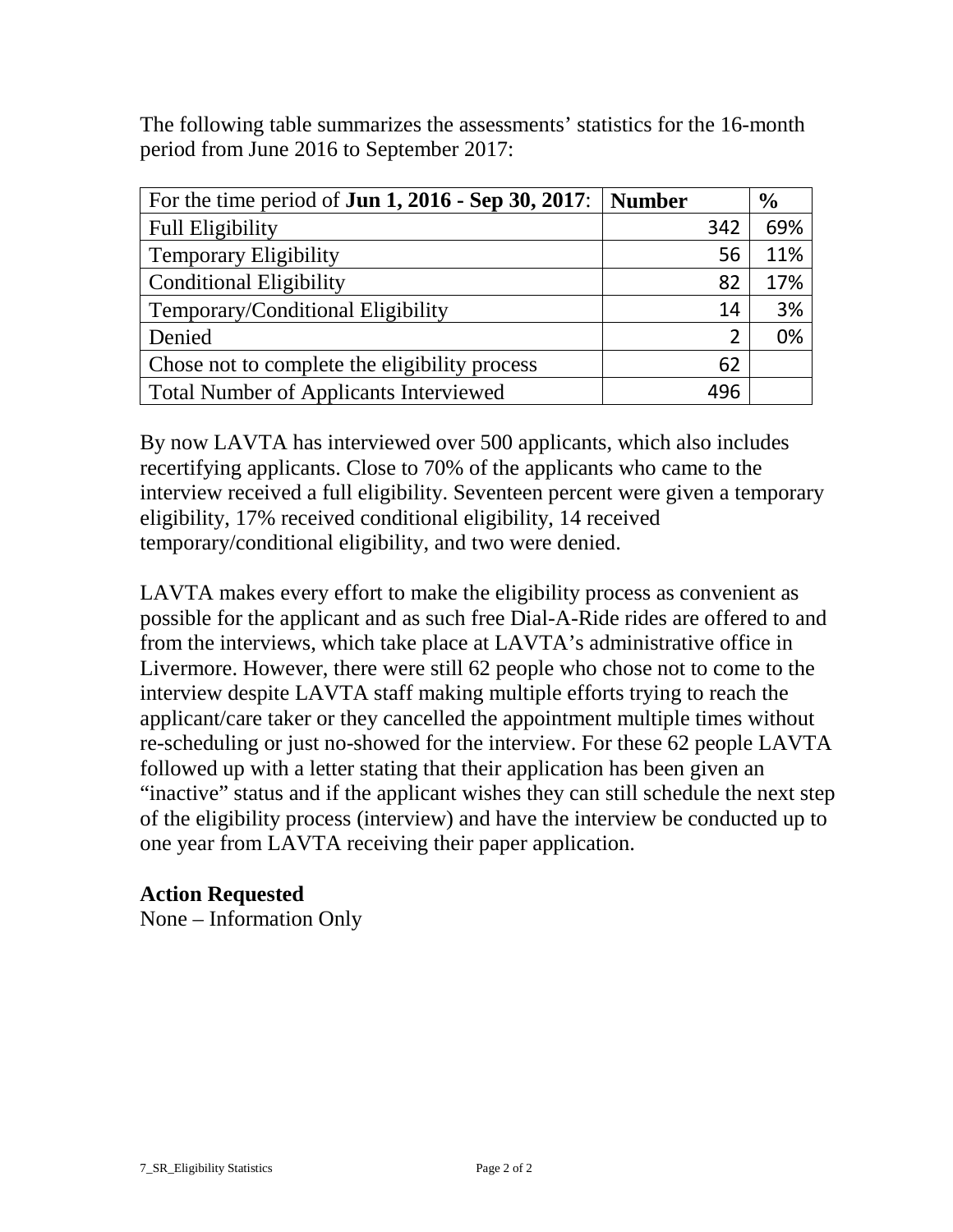The following table summarizes the assessments' statistics for the 16-month period from June 2016 to September 2017:

| For the time period of **Jun 1, 2016 - Sep 30, 2017**: | **Number** | **%** |
|---|---|---|
| Full Eligibility | 342 | 69% |
| Temporary Eligibility | 56 | 11% |
| Conditional Eligibility | 82 | 17% |
| Temporary/Conditional Eligibility | 14 | 3% |
| Denied | 2 | 0% |
| Chose not to complete the eligibility process | 62 | |
| Total Number of Applicants Interviewed | 496 | |

By now LAVTA has interviewed over 500 applicants, which also includes recertifying applicants. Close to 70% of the applicants who came to the interview received a full eligibility. Seventeen percent were given a temporary eligibility, 17% received conditional eligibility, 14 received temporary/conditional eligibility, and two were denied.

LAVTA makes every effort to make the eligibility process as convenient as possible for the applicant and as such free Dial-A-Ride rides are offered to and from the interviews, which take place at LAVTA's administrative office in Livermore. However, there were still 62 people who chose not to come to the interview despite LAVTA staff making multiple efforts trying to reach the applicant/care taker or they cancelled the appointment multiple times without re-scheduling or just no-showed for the interview. For these 62 people LAVTA followed up with a letter stating that their application has been given an "inactive" status and if the applicant wishes they can still schedule the next step of the eligibility process (interview) and have the interview be conducted up to one year from LAVTA receiving their paper application.

**Action Requested**

None – Information Only